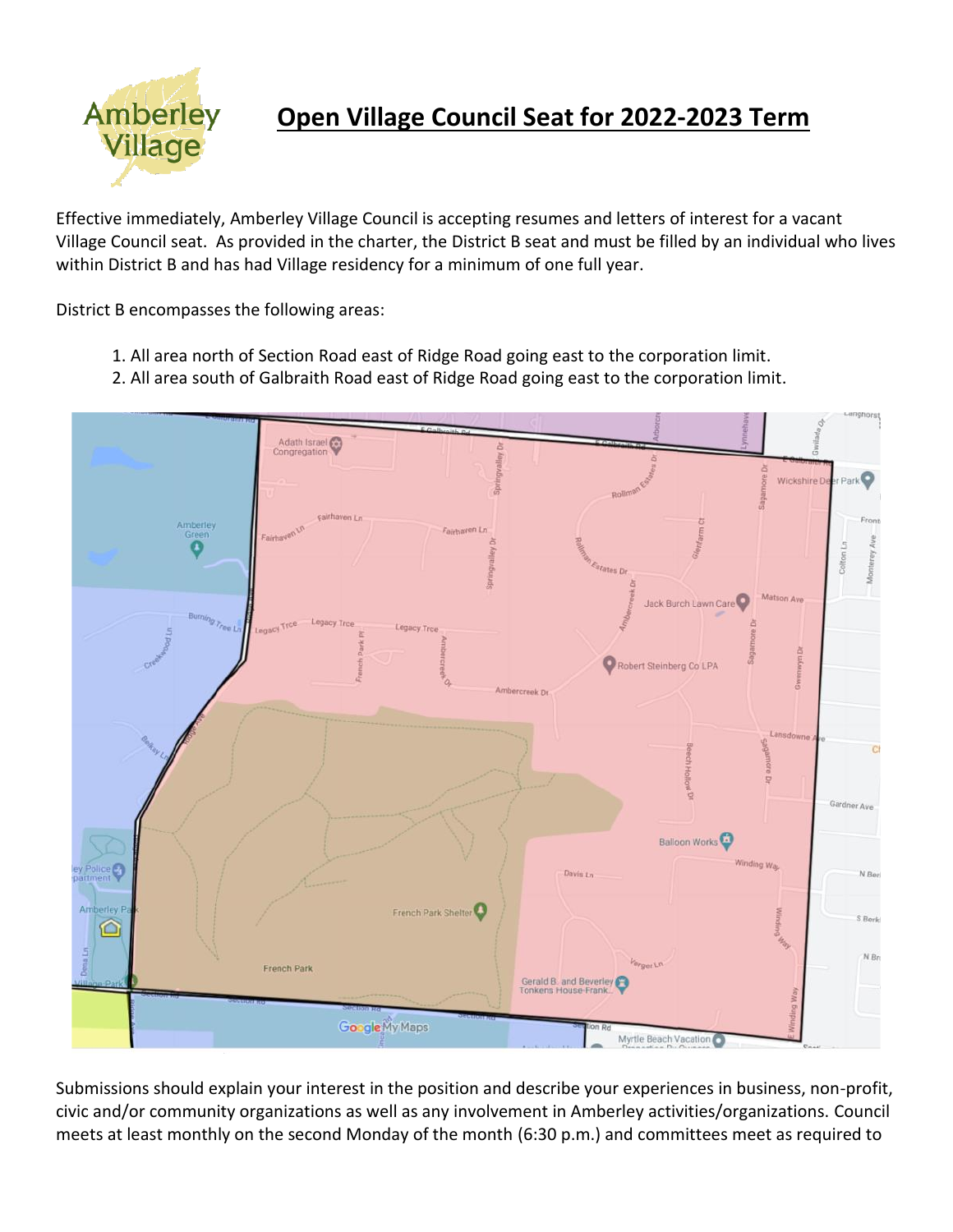Amberley Village

# Open Village Council Seat for 2022-2023 Term

Effective immediately, Amberley Village Council is accepting resumes and letters of interest for a vacant Village Council seat. As provided in the charter, the District B seat and must be filled by an individual who lives within District B and has had Village residency for a minimum of one full year.

District B encompasses the following areas:

1. All area north of Section Road east of Ridge Road going east to the corporation limit.
2. All area south of Galbraith Road east of Ridge Road going east to the corporation limit.

Submissions should explain your interest in the position and describe your experiences in business, non-profit, civic and/or community organizations as well as any involvement in Amberley activities/organizations. Council meets at least monthly on the second Monday of the month (6:30 p.m.) and committees meet as required to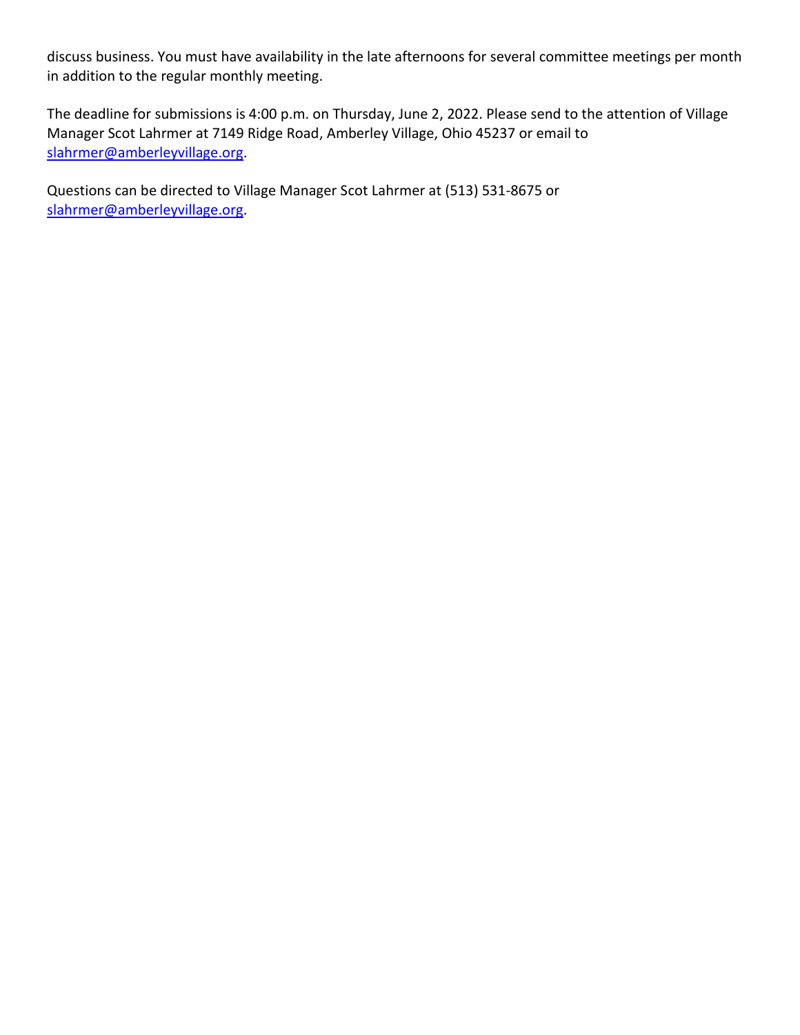discuss business. You must have availability in the late afternoons for several committee meetings per month in addition to the regular monthly meeting.

The deadline for submissions is 4:00 p.m. on Thursday, June 2, 2022. Please send to the attention of Village Manager Scot Lahrmer at 7149 Ridge Road, Amberley Village, Ohio 45237 or email to slahrmer@amberleyvillage.org.

Questions can be directed to Village Manager Scot Lahrmer at (513) 531-8675 or slahrmer@amberleyvillage.org.